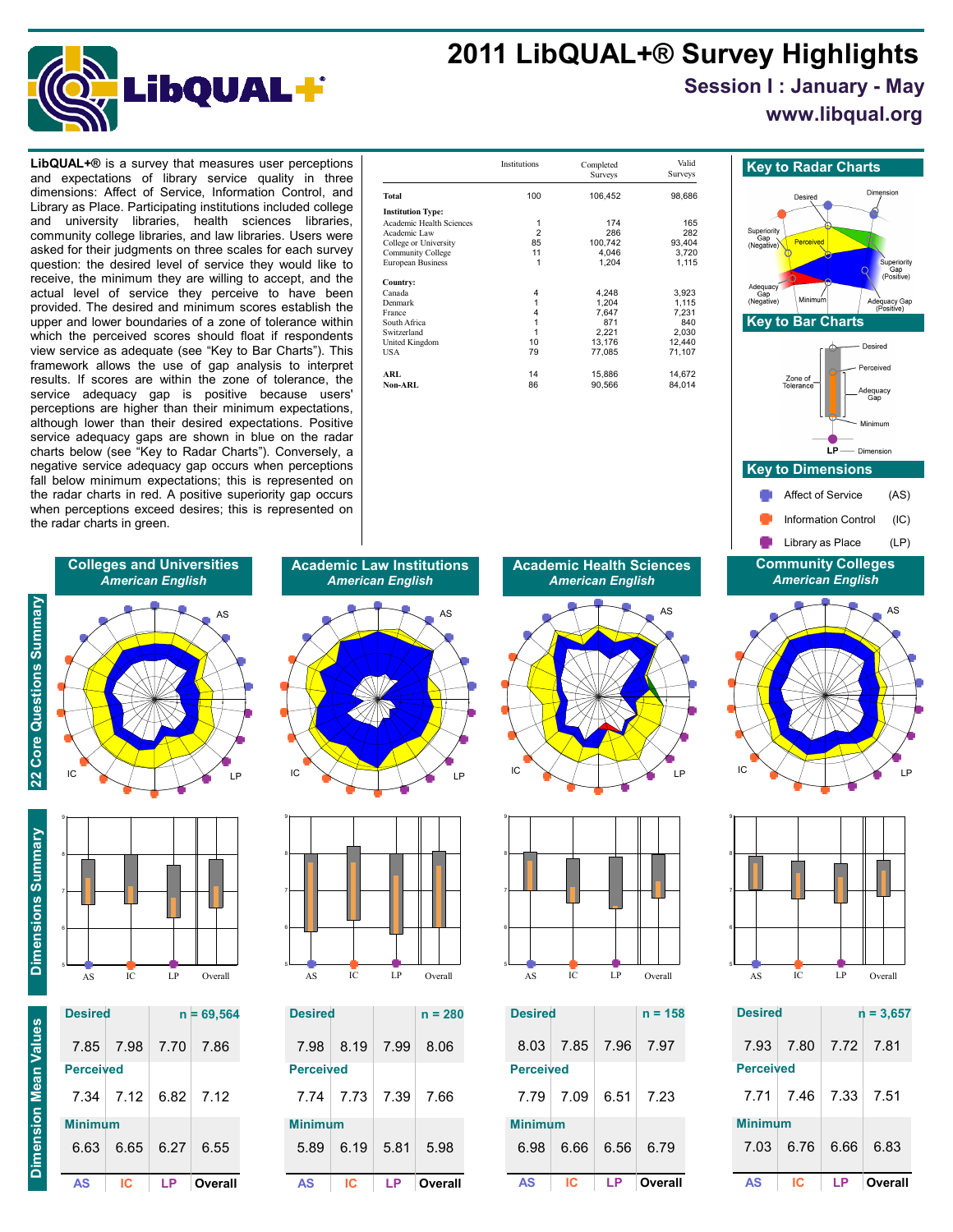# 2011 LibQUAL+® Survey Highlights

## Session I : January - May

**www.libqual.org**

**LibQUAL+®** is a survey that measures user perceptions and expectations of library service quality in three dimensions: Affect of Service, Information Control, and Library as Place. Participating institutions included college and university libraries, health sciences libraries, community college libraries, and law libraries. Users were asked for their judgments on three scales for each survey question: the desired level of service they would like to receive, the minimum they are willing to accept, and the actual level of service they perceive to have been provided. The desired and minimum scores establish the upper and lower boundaries of a zone of tolerance within which the perceived scores should float if respondents view service as adequate (see "Key to Bar Charts"). This framework allows the use of gap analysis to interpret results. If scores are within the zone of tolerance, the service adequacy gap is positive because users' perceptions are higher than their minimum expectations, although lower than their desired expectations. Positive service adequacy gaps are shown in blue on the radar charts below (see "Key to Radar Charts"). Conversely, a negative service adequacy gap occurs when perceptions fall below minimum expectations; this is represented on the radar charts in red. A positive superiority gap occurs when perceptions exceed desires; this is represented on the radar charts in green.

| | Institutions | Completed Surveys | Valid Surveys |
|---|---|---|---|
| **Total** | 100 | 106,452 | 98,686 |
| **Institution Type:** | | | |
| Academic Health Sciences | 1 | 174 | 165 |
| Academic Law | 2 | 286 | 282 |
| College or University | 85 | 100,742 | 93,404 |
| Community College | 11 | 4,046 | 3,720 |
| European Business | 1 | 1,204 | 1,115 |
| **Country:** | | | |
| Canada | 4 | 4,248 | 3,923 |
| Denmark | 1 | 1,204 | 1,115 |
| France | 4 | 7,647 | 7,231 |
| South Africa | 1 | 871 | 840 |
| Switzerland | 1 | 2,221 | 2,030 |
| United Kingdom | 10 | 13,176 | 12,440 |
| USA | 79 | 77,085 | 71,107 |
| **ARL** | 14 | 15,886 | 14,672 |
| **Non-ARL** | 86 | 90,566 | 84,014 |

### Key to Radar Charts

### Key to Bar Charts

### Key to Dimensions

- Affect of Service (AS)
- Information Control (IC)
- Library as Place (LP)

## Dimension Mean Values

### Colleges and Universities — American English

| | AS | IC | LP | Overall |
|---|---|---|---|---|
| Desired (n = 69,564) | 7.85 | 7.98 | 7.70 | 7.86 |
| Perceived | 7.34 | 7.12 | 6.82 | 7.12 |
| Minimum | 6.63 | 6.65 | 6.27 | 6.55 |

### Academic Law Institutions — American English

| | AS | IC | LP | Overall |
|---|---|---|---|---|
| Desired (n = 280) | 7.98 | 8.19 | 7.99 | 8.06 |
| Perceived | 7.74 | 7.73 | 7.39 | 7.66 |
| Minimum | 5.89 | 6.19 | 5.81 | 5.98 |

### Academic Health Sciences — American English

| | AS | IC | LP | Overall |
|---|---|---|---|---|
| Desired (n = 158) | 8.03 | 7.85 | 7.96 | 7.97 |
| Perceived | 7.79 | 7.09 | 6.51 | 7.23 |
| Minimum | 6.98 | 6.66 | 6.56 | 6.79 |

### Community Colleges — American English

| | AS | IC | LP | Overall |
|---|---|---|---|---|
| Desired (n = 3,657) | 7.93 | 7.80 | 7.72 | 7.81 |
| Perceived | 7.71 | 7.46 | 7.33 | 7.51 |
| Minimum | 7.03 | 6.76 | 6.66 | 6.83 |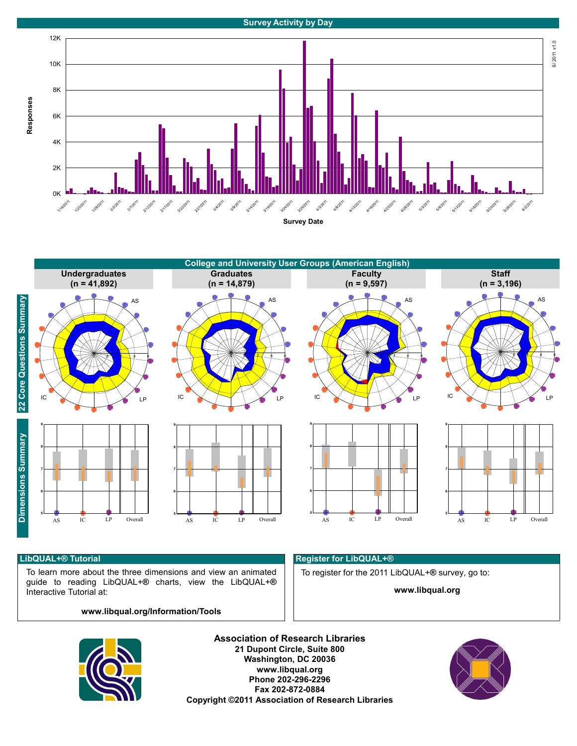## Survey Activity by Day

6/ 2011 v1.0

Responses

12K
10K
8K
6K
4K
2K
0K

1/18/2011 1/23/2011 1/28/2011 2/2/2011 2/7/2011 2/12/2011 2/17/2011 2/22/2011 2/27/2011 3/4/2011 3/9/2011 3/14/2011 3/19/2011 3/24/2011 3/29/2011 4/3/2011 4/8/2011 4/13/2011 4/18/2011 4/23/2011 4/28/2011 5/3/2011 5/8/2011 5/13/2011 5/18/2011 5/23/2011 5/28/2011 6/2/2011

Survey Date

## College and University User Groups (American English)

**Undergraduates (n = 41,892)** | **Graduates (n = 14,879)** | **Faculty (n = 9,597)** | **Staff (n = 3,196)**

22 Core Questions Summary

AS
IC
LP

Dimensions Summary

9
8
7
6
5

AS IC LP Overall

## LibQUAL+® Tutorial

To learn more about the three dimensions and view an animated guide to reading LibQUAL+® charts, view the LibQUAL+® Interactive Tutorial at:

**www.libqual.org/Information/Tools**

## Register for LibQUAL+®

To register for the 2011 LibQUAL+® survey, go to:

**www.libqual.org**

**Association of Research Libraries**
**21 Dupont Circle, Suite 800**
**Washington, DC 20036**
**www.libqual.org**
**Phone 202-296-2296**
**Fax 202-872-0884**
**Copyright ©2011 Association of Research Libraries**